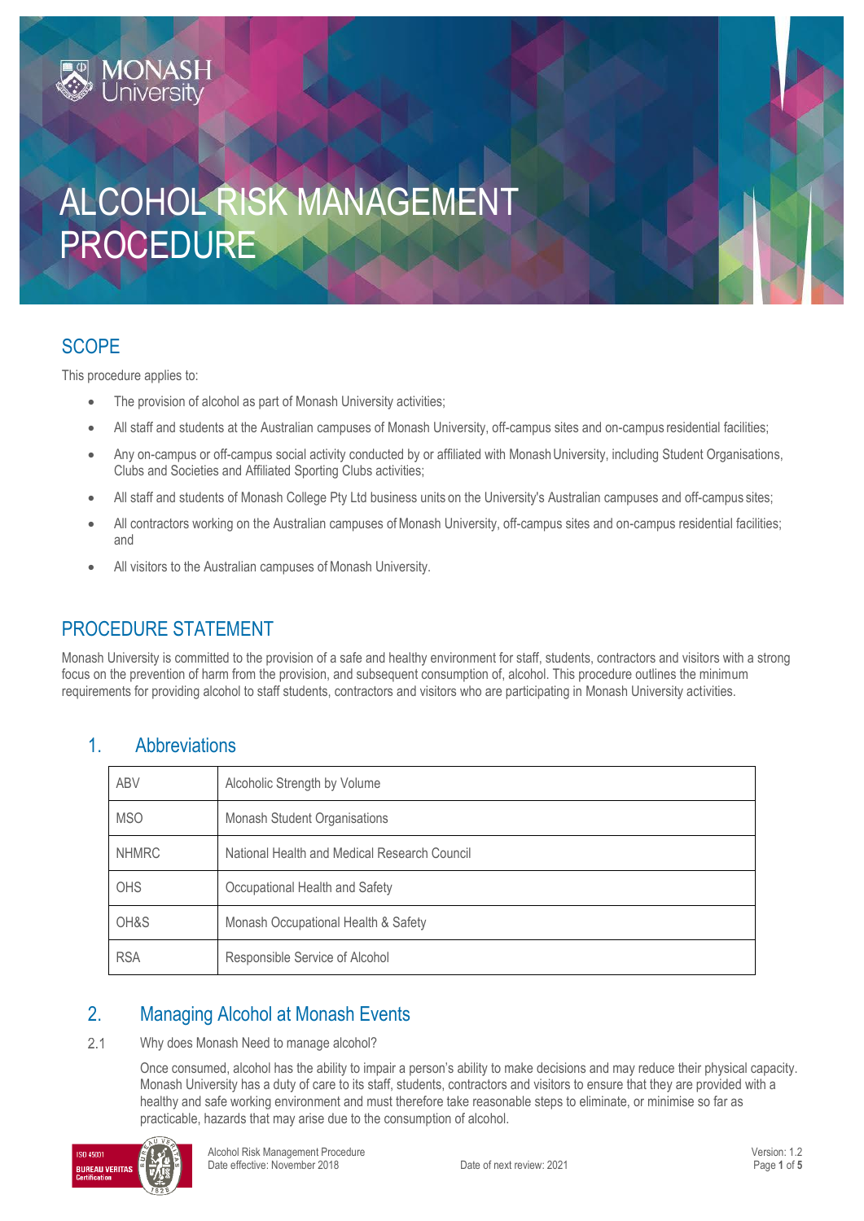# ALCOHOL RISK MANAGEMENT PROCEDURE

## SCOPE

This procedure applies to:

- The provision of alcohol as part of Monash University activities;
- All staff and students at the Australian campuses of Monash University, off-campus sites and on-campus residential facilities;
- Any on-campus or off-campus social activity conducted by or affiliated with Monash University, including Student Organisations, Clubs and Societies and Affiliated Sporting Clubs activities;
- All staff and students of Monash College Pty Ltd business units on the University's Australian campuses and off-campus sites;
- All contractors working on the Australian campuses of Monash University, off-campus sites and on-campus residential facilities; and
- All visitors to the Australian campuses of Monash University.

## PROCEDURE STATEMENT

Monash University is committed to the provision of a safe and healthy environment for staff, students, contractors and visitors with a strong focus on the prevention of harm from the provision, and subsequent consumption of, alcohol. This procedure outlines the minimum requirements for providing alcohol to staff students, contractors and visitors who are participating in Monash University activities.

## 1. Abbreviations

| | |
|---|---|
| ABV | Alcoholic Strength by Volume |
| MSO | Monash Student Organisations |
| NHMRC | National Health and Medical Research Council |
| OHS | Occupational Health and Safety |
| OH&S | Monash Occupational Health & Safety |
| RSA | Responsible Service of Alcohol |

## 2. Managing Alcohol at Monash Events

2.1 Why does Monash Need to manage alcohol?

Once consumed, alcohol has the ability to impair a person's ability to make decisions and may reduce their physical capacity. Monash University has a duty of care to its staff, students, contractors and visitors to ensure that they are provided with a healthy and safe working environment and must therefore take reasonable steps to eliminate, or minimise so far as practicable, hazards that may arise due to the consumption of alcohol.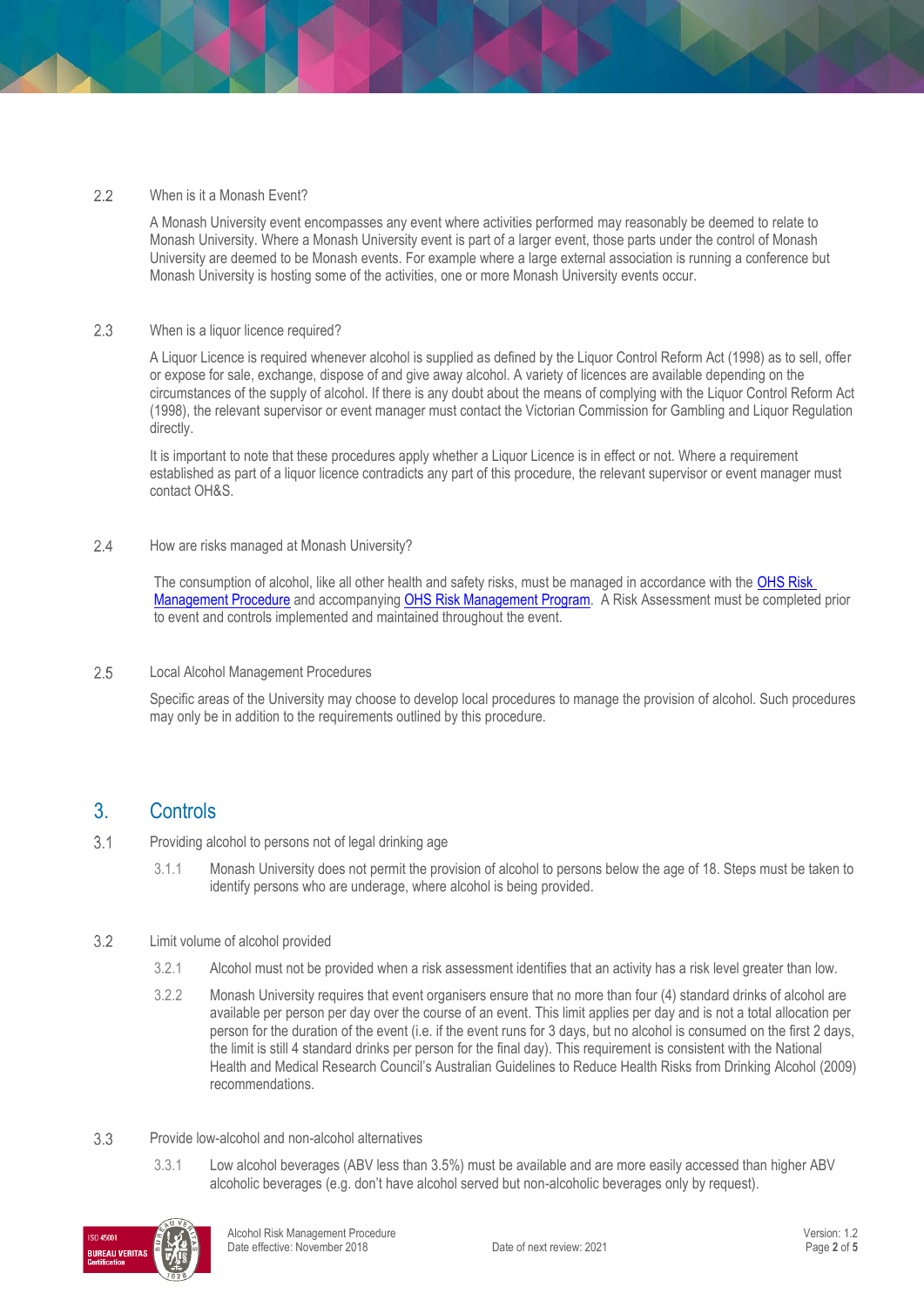### 2.2 When is it a Monash Event?

A Monash University event encompasses any event where activities performed may reasonably be deemed to relate to Monash University. Where a Monash University event is part of a larger event, those parts under the control of Monash University are deemed to be Monash events. For example where a large external association is running a conference but Monash University is hosting some of the activities, one or more Monash University events occur.

### 2.3 When is a liquor licence required?

A Liquor Licence is required whenever alcohol is supplied as defined by the Liquor Control Reform Act (1998) as to sell, offer or expose for sale, exchange, dispose of and give away alcohol. A variety of licences are available depending on the circumstances of the supply of alcohol. If there is any doubt about the means of complying with the Liquor Control Reform Act (1998), the relevant supervisor or event manager must contact the Victorian Commission for Gambling and Liquor Regulation directly.

It is important to note that these procedures apply whether a Liquor Licence is in effect or not. Where a requirement established as part of a liquor licence contradicts any part of this procedure, the relevant supervisor or event manager must contact OH&S.

### 2.4 How are risks managed at Monash University?

The consumption of alcohol, like all other health and safety risks, must be managed in accordance with the OHS Risk Management Procedure and accompanying OHS Risk Management Program. A Risk Assessment must be completed prior to event and controls implemented and maintained throughout the event.

### 2.5 Local Alcohol Management Procedures

Specific areas of the University may choose to develop local procedures to manage the provision of alcohol. Such procedures may only be in addition to the requirements outlined by this procedure.

## 3. Controls

### 3.1 Providing alcohol to persons not of legal drinking age

3.1.1 Monash University does not permit the provision of alcohol to persons below the age of 18. Steps must be taken to identify persons who are underage, where alcohol is being provided.

### 3.2 Limit volume of alcohol provided

3.2.1 Alcohol must not be provided when a risk assessment identifies that an activity has a risk level greater than low.

3.2.2 Monash University requires that event organisers ensure that no more than four (4) standard drinks of alcohol are available per person per day over the course of an event. This limit applies per day and is not a total allocation per person for the duration of the event (i.e. if the event runs for 3 days, but no alcohol is consumed on the first 2 days, the limit is still 4 standard drinks per person for the final day). This requirement is consistent with the National Health and Medical Research Council's Australian Guidelines to Reduce Health Risks from Drinking Alcohol (2009) recommendations.

### 3.3 Provide low-alcohol and non-alcohol alternatives

3.3.1 Low alcohol beverages (ABV less than 3.5%) must be available and are more easily accessed than higher ABV alcoholic beverages (e.g. don't have alcohol served but non-alcoholic beverages only by request).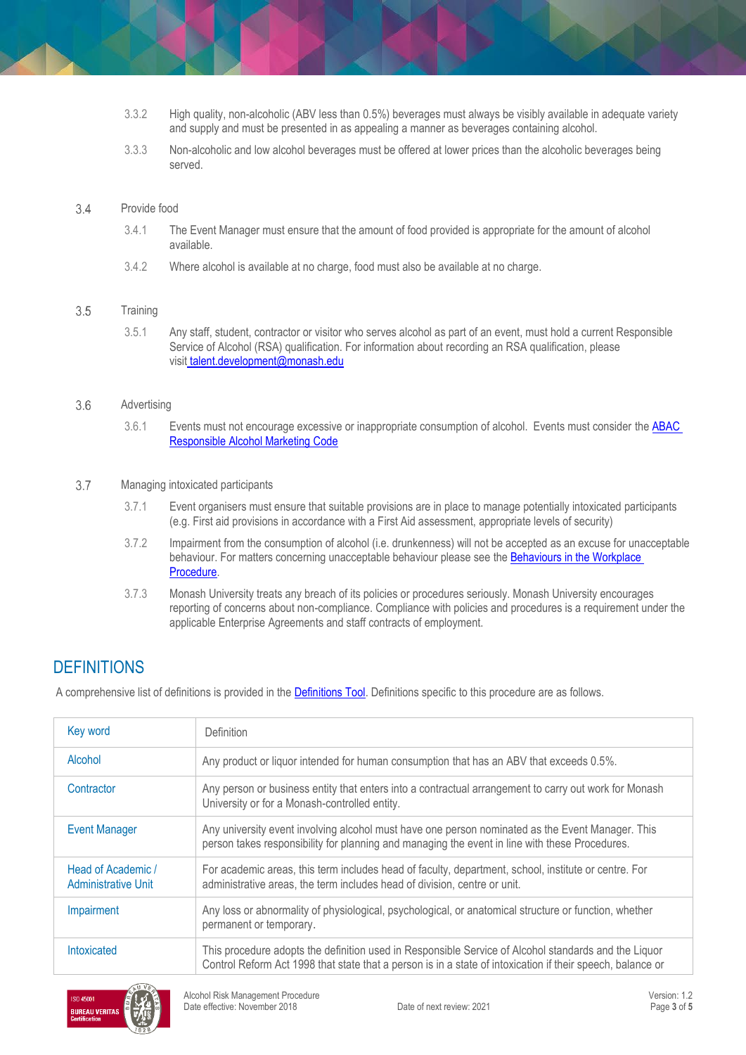3.3.2 High quality, non-alcoholic (ABV less than 0.5%) beverages must always be visibly available in adequate variety and supply and must be presented in as appealing a manner as beverages containing alcohol.

3.3.3 Non-alcoholic and low alcohol beverages must be offered at lower prices than the alcoholic beverages being served.

3.4 Provide food

3.4.1 The Event Manager must ensure that the amount of food provided is appropriate for the amount of alcohol available.

3.4.2 Where alcohol is available at no charge, food must also be available at no charge.

3.5 Training

3.5.1 Any staff, student, contractor or visitor who serves alcohol as part of an event, must hold a current Responsible Service of Alcohol (RSA) qualification. For information about recording an RSA qualification, please visit [talent.development@monash.edu](mailto:talent.development@monash.edu)

3.6 Advertising

3.6.1 Events must not encourage excessive or inappropriate consumption of alcohol. Events must consider the [ABAC Responsible Alcohol Marketing Code]()

3.7 Managing intoxicated participants

3.7.1 Event organisers must ensure that suitable provisions are in place to manage potentially intoxicated participants (e.g. First aid provisions in accordance with a First Aid assessment, appropriate levels of security)

3.7.2 Impairment from the consumption of alcohol (i.e. drunkenness) will not be accepted as an excuse for unacceptable behaviour. For matters concerning unacceptable behaviour please see the [Behaviours in the Workplace Procedure]().

3.7.3 Monash University treats any breach of its policies or procedures seriously. Monash University encourages reporting of concerns about non-compliance. Compliance with policies and procedures is a requirement under the applicable Enterprise Agreements and staff contracts of employment.

## DEFINITIONS

A comprehensive list of definitions is provided in the [Definitions Tool](). Definitions specific to this procedure are as follows.

| Key word | Definition |
|---|---|
| Alcohol | Any product or liquor intended for human consumption that has an ABV that exceeds 0.5%. |
| Contractor | Any person or business entity that enters into a contractual arrangement to carry out work for Monash University or for a Monash-controlled entity. |
| Event Manager | Any university event involving alcohol must have one person nominated as the Event Manager. This person takes responsibility for planning and managing the event in line with these Procedures. |
| Head of Academic / Administrative Unit | For academic areas, this term includes head of faculty, department, school, institute or centre. For administrative areas, the term includes head of division, centre or unit. |
| Impairment | Any loss or abnormality of physiological, psychological, or anatomical structure or function, whether permanent or temporary. |
| Intoxicated | This procedure adopts the definition used in Responsible Service of Alcohol standards and the Liquor Control Reform Act 1998 that state that a person is in a state of intoxication if their speech, balance or |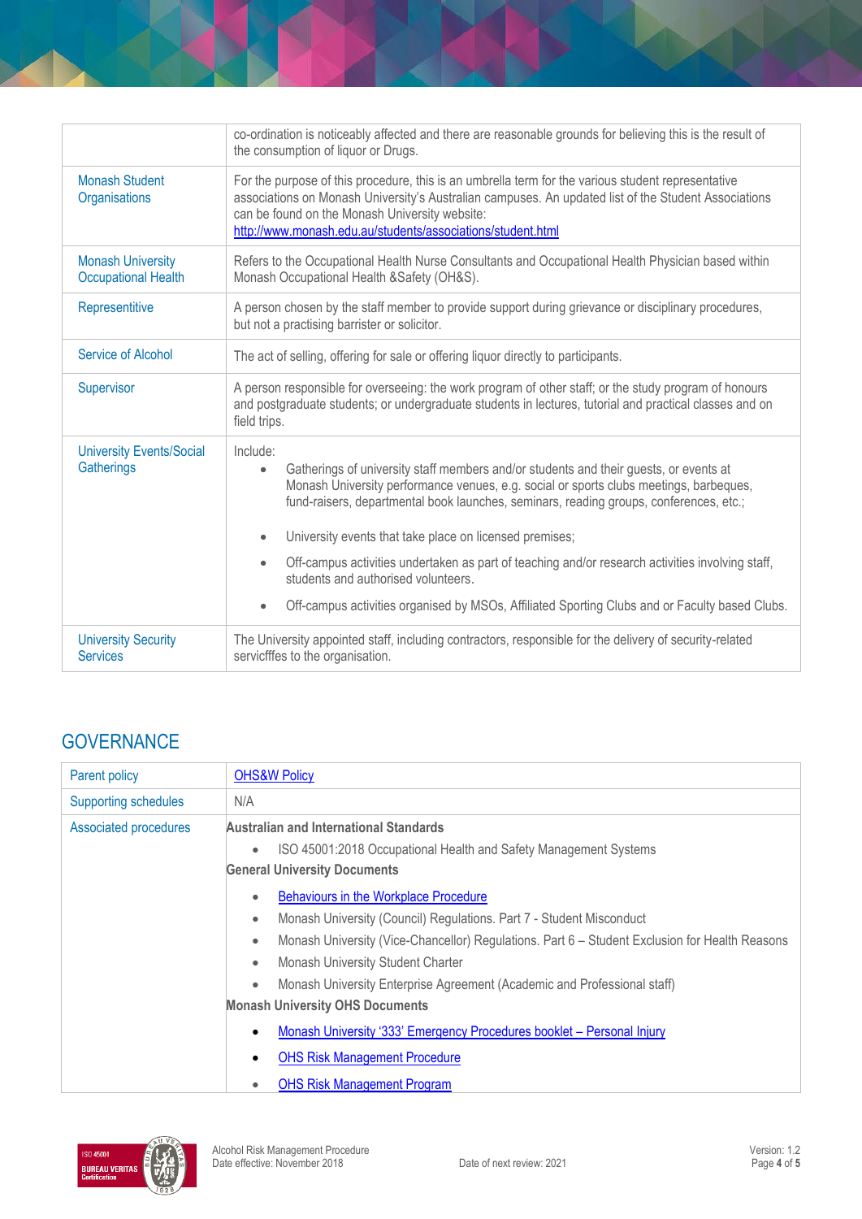| | |
|---|---|
| | co-ordination is noticeably affected and there are reasonable grounds for believing this is the result of the consumption of liquor or Drugs. |
| Monash Student Organisations | For the purpose of this procedure, this is an umbrella term for the various student representative associations on Monash University's Australian campuses. An updated list of the Student Associations can be found on the Monash University website: http://www.monash.edu.au/students/associations/student.html |
| Monash University Occupational Health | Refers to the Occupational Health Nurse Consultants and Occupational Health Physician based within Monash Occupational Health &Safety (OH&S). |
| Representitive | A person chosen by the staff member to provide support during grievance or disciplinary procedures, but not a practising barrister or solicitor. |
| Service of Alcohol | The act of selling, offering for sale or offering liquor directly to participants. |
| Supervisor | A person responsible for overseeing: the work program of other staff; or the study program of honours and postgraduate students; or undergraduate students in lectures, tutorial and practical classes and on field trips. |
| University Events/Social Gatherings | Include:<br>• Gatherings of university staff members and/or students and their guests, or events at Monash University performance venues, e.g. social or sports clubs meetings, barbeques, fund-raisers, departmental book launches, seminars, reading groups, conferences, etc.;<br>• University events that take place on licensed premises;<br>• Off-campus activities undertaken as part of teaching and/or research activities involving staff, students and authorised volunteers.<br>• Off-campus activities organised by MSOs, Affiliated Sporting Clubs and or Faculty based Clubs. |
| University Security Services | The University appointed staff, including contractors, responsible for the delivery of security-related servicfffes to the organisation. |

## GOVERNANCE

| | |
|---|---|
| Parent policy | OHS&W Policy |
| Supporting schedules | N/A |
| Associated procedures | **Australian and International Standards**<br>• ISO 45001:2018 Occupational Health and Safety Management Systems<br>**General University Documents**<br>• Behaviours in the Workplace Procedure<br>• Monash University (Council) Regulations. Part 7 - Student Misconduct<br>• Monash University (Vice-Chancellor) Regulations. Part 6 – Student Exclusion for Health Reasons<br>• Monash University Student Charter<br>• Monash University Enterprise Agreement (Academic and Professional staff)<br>**Monash University OHS Documents**<br>• Monash University '333' Emergency Procedures booklet – Personal Injury<br>• OHS Risk Management Procedure<br>• OHS Risk Management Program |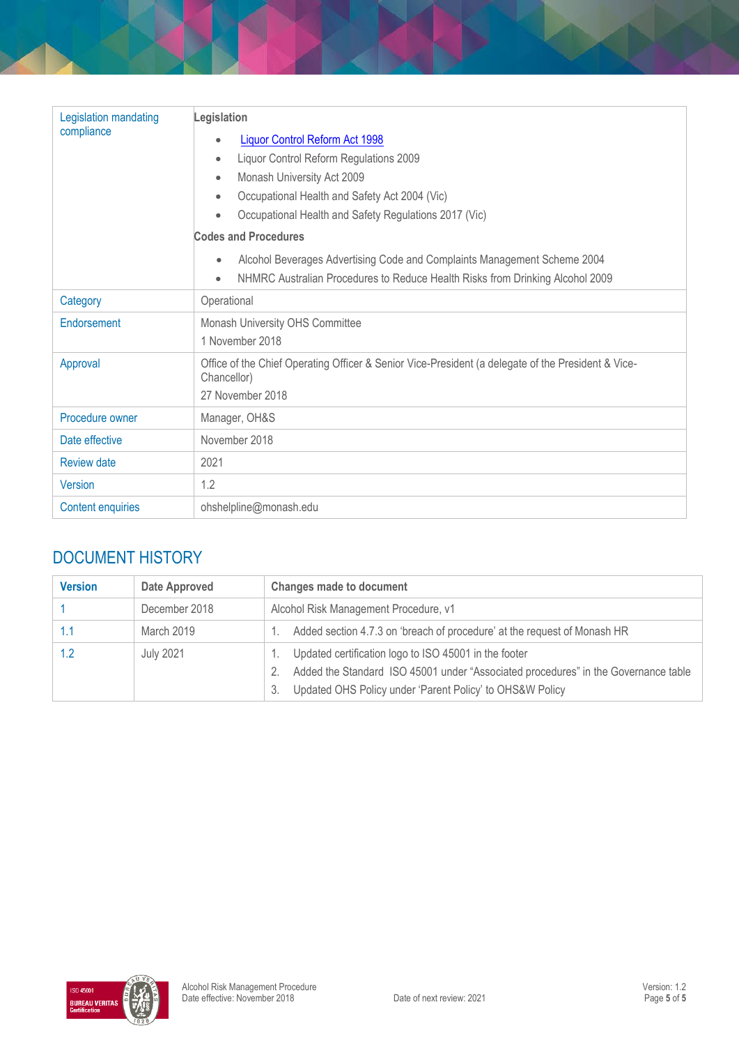| | |
|---|---|
| Legislation mandating compliance | **Legislation**<br>• Liquor Control Reform Act 1998<br>• Liquor Control Reform Regulations 2009<br>• Monash University Act 2009<br>• Occupational Health and Safety Act 2004 (Vic)<br>• Occupational Health and Safety Regulations 2017 (Vic)<br>**Codes and Procedures**<br>• Alcohol Beverages Advertising Code and Complaints Management Scheme 2004<br>• NHMRC Australian Procedures to Reduce Health Risks from Drinking Alcohol 2009 |
| Category | Operational |
| Endorsement | Monash University OHS Committee<br>1 November 2018 |
| Approval | Office of the Chief Operating Officer & Senior Vice-President (a delegate of the President & Vice-Chancellor)<br>27 November 2018 |
| Procedure owner | Manager, OH&S |
| Date effective | November 2018 |
| Review date | 2021 |
| Version | 1.2 |
| Content enquiries | ohshelpline@monash.edu |

## DOCUMENT HISTORY

| Version | Date Approved | Changes made to document |
|---|---|---|
| 1 | December 2018 | Alcohol Risk Management Procedure, v1 |
| 1.1 | March 2019 | 1. Added section 4.7.3 on 'breach of procedure' at the request of Monash HR |
| 1.2 | July 2021 | 1. Updated certification logo to ISO 45001 in the footer<br>2. Added the Standard ISO 45001 under "Associated procedures" in the Governance table<br>3. Updated OHS Policy under 'Parent Policy' to OHS&W Policy |